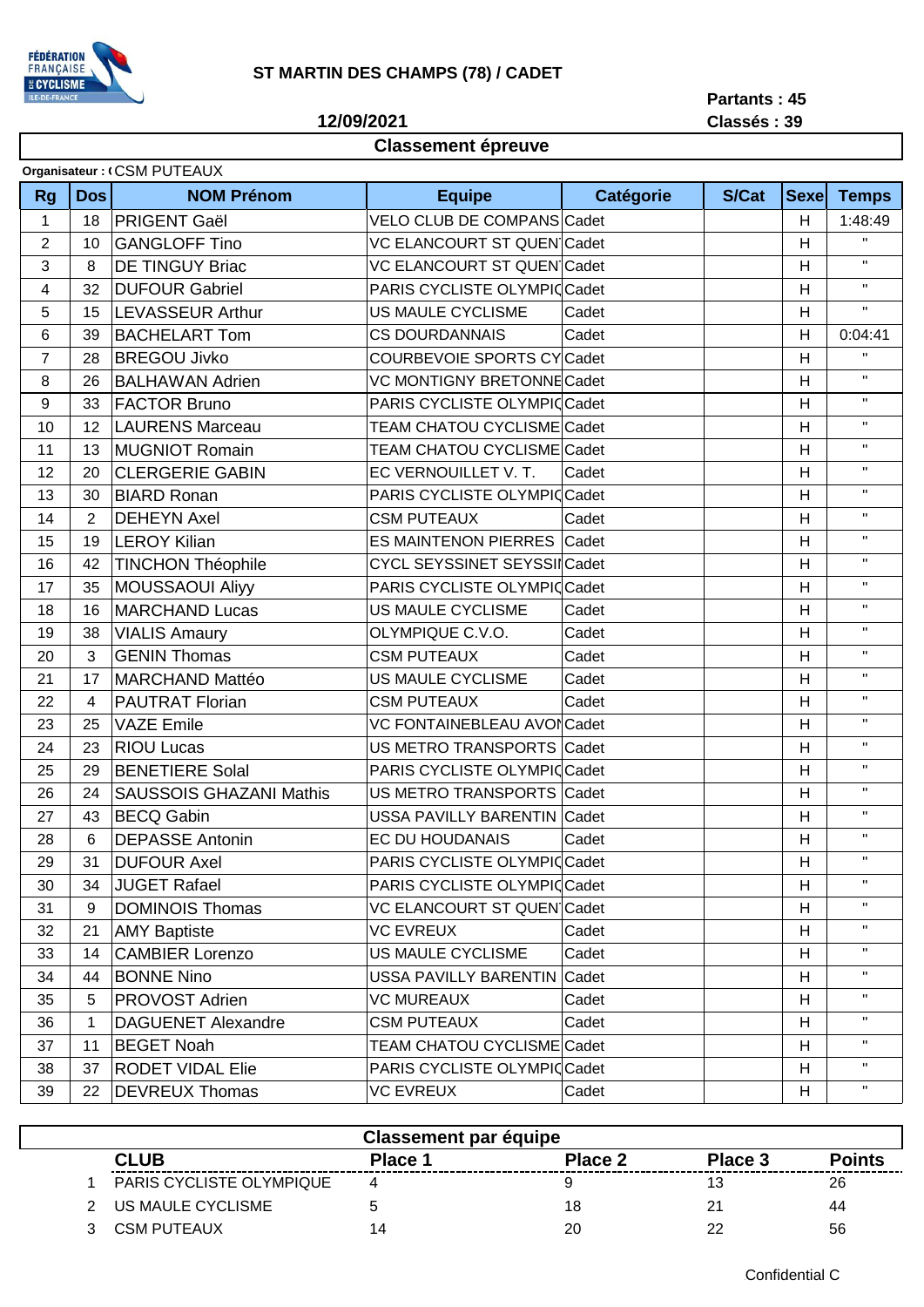# ST MARTIN DES CHAMPS (78) / CADET

**12/09/2021**

**Partants : 45**
**Classés : 39**

## Classement épreuve

**Organisateur : (** CSM PUTEAUX

| Rg | Dos | NOM Prénom | Equipe | Catégorie | S/Cat | Sexe | Temps |
|---|---|---|---|---|---|---|---|
| 1 | 18 | PRIGENT Gaël | VELO CLUB DE COMPANS | Cadet | | H | 1:48:49 |
| 2 | 10 | GANGLOFF Tino | VC ELANCOURT ST QUEN | Cadet | | H | " |
| 3 | 8 | DE TINGUY Briac | VC ELANCOURT ST QUEN | Cadet | | H | " |
| 4 | 32 | DUFOUR Gabriel | PARIS CYCLISTE OLYMPIQ | Cadet | | H | " |
| 5 | 15 | LEVASSEUR Arthur | US MAULE CYCLISME | Cadet | | H | " |
| 6 | 39 | BACHELART Tom | CS DOURDANNAIS | Cadet | | H | 0:04:41 |
| 7 | 28 | BREGOU Jivko | COURBEVOIE SPORTS CY | Cadet | | H | " |
| 8 | 26 | BALHAWAN Adrien | VC MONTIGNY BRETONNE | Cadet | | H | " |
| 9 | 33 | FACTOR Bruno | PARIS CYCLISTE OLYMPIQ | Cadet | | H | " |
| 10 | 12 | LAURENS Marceau | TEAM CHATOU CYCLISME | Cadet | | H | " |
| 11 | 13 | MUGNIOT Romain | TEAM CHATOU CYCLISME | Cadet | | H | " |
| 12 | 20 | CLERGERIE GABIN | EC VERNOUILLET V. T. | Cadet | | H | " |
| 13 | 30 | BIARD Ronan | PARIS CYCLISTE OLYMPIQ | Cadet | | H | " |
| 14 | 2 | DEHEYN Axel | CSM PUTEAUX | Cadet | | H | " |
| 15 | 19 | LEROY Kilian | ES MAINTENON PIERRES | Cadet | | H | " |
| 16 | 42 | TINCHON Théophile | CYCL SEYSSINET SEYSSI | Cadet | | H | " |
| 17 | 35 | MOUSSAOUI Aliyy | PARIS CYCLISTE OLYMPIQ | Cadet | | H | " |
| 18 | 16 | MARCHAND Lucas | US MAULE CYCLISME | Cadet | | H | " |
| 19 | 38 | VIALIS Amaury | OLYMPIQUE C.V.O. | Cadet | | H | " |
| 20 | 3 | GENIN Thomas | CSM PUTEAUX | Cadet | | H | " |
| 21 | 17 | MARCHAND Mattéo | US MAULE CYCLISME | Cadet | | H | " |
| 22 | 4 | PAUTRAT Florian | CSM PUTEAUX | Cadet | | H | " |
| 23 | 25 | VAZE Emile | VC FONTAINEBLEAU AVON | Cadet | | H | " |
| 24 | 23 | RIOU Lucas | US METRO TRANSPORTS | Cadet | | H | " |
| 25 | 29 | BENETIERE Solal | PARIS CYCLISTE OLYMPIQ | Cadet | | H | " |
| 26 | 24 | SAUSSOIS GHAZANI Mathis | US METRO TRANSPORTS | Cadet | | H | " |
| 27 | 43 | BECQ Gabin | USSA PAVILLY BARENTIN | Cadet | | H | " |
| 28 | 6 | DEPASSE Antonin | EC DU HOUDANAIS | Cadet | | H | " |
| 29 | 31 | DUFOUR Axel | PARIS CYCLISTE OLYMPIQ | Cadet | | H | " |
| 30 | 34 | JUGET Rafael | PARIS CYCLISTE OLYMPIQ | Cadet | | H | " |
| 31 | 9 | DOMINOIS Thomas | VC ELANCOURT ST QUEN | Cadet | | H | " |
| 32 | 21 | AMY Baptiste | VC EVREUX | Cadet | | H | " |
| 33 | 14 | CAMBIER Lorenzo | US MAULE CYCLISME | Cadet | | H | " |
| 34 | 44 | BONNE Nino | USSA PAVILLY BARENTIN | Cadet | | H | " |
| 35 | 5 | PROVOST Adrien | VC MUREAUX | Cadet | | H | " |
| 36 | 1 | DAGUENET Alexandre | CSM PUTEAUX | Cadet | | H | " |
| 37 | 11 | BEGET Noah | TEAM CHATOU CYCLISME | Cadet | | H | " |
| 38 | 37 | RODET VIDAL Elie | PARIS CYCLISTE OLYMPIQ | Cadet | | H | " |
| 39 | 22 | DEVREUX Thomas | VC EVREUX | Cadet | | H | " |

## Classement par équipe

| | CLUB | Place 1 | Place 2 | Place 3 | Points |
|---|---|---|---|---|---|
| 1 | PARIS CYCLISTE OLYMPIQUE | 4 | 9 | 13 | 26 |
| 2 | US MAULE CYCLISME | 5 | 18 | 21 | 44 |
| 3 | CSM PUTEAUX | 14 | 20 | 22 | 56 |

Confidential C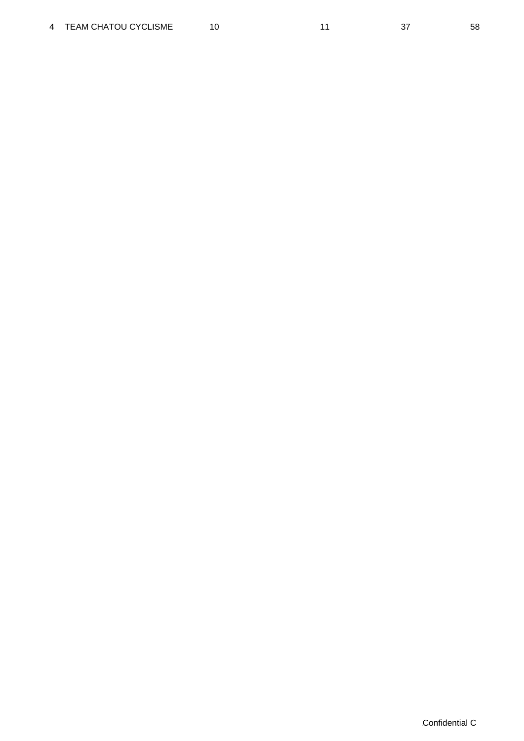| | | | | | |
|---|---|---|---|---|---|
| 4 | TEAM CHATOU CYCLISME | 10 | 11 | 37 | 58 |

Confidential C